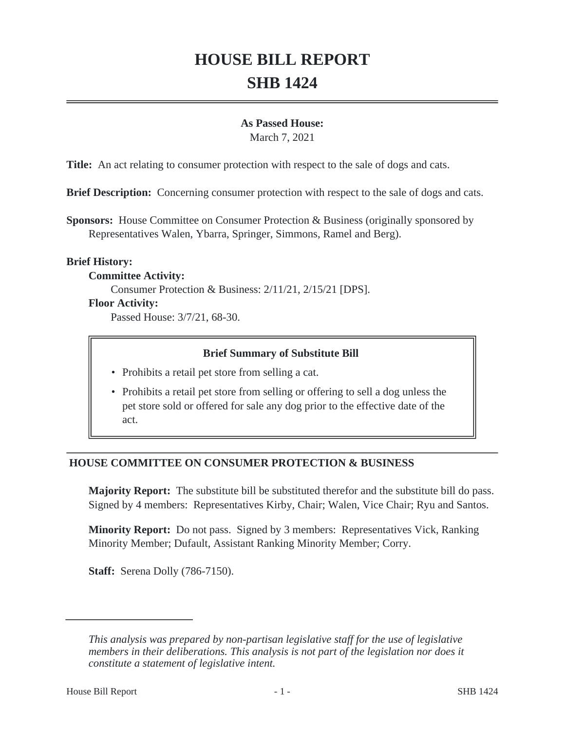# HOUSE BILL REPORT
# SHB 1424

**As Passed House:**
March 7, 2021

**Title:** An act relating to consumer protection with respect to the sale of dogs and cats.

**Brief Description:** Concerning consumer protection with respect to the sale of dogs and cats.

**Sponsors:** House Committee on Consumer Protection & Business (originally sponsored by Representatives Walen, Ybarra, Springer, Simmons, Ramel and Berg).

**Brief History:**

**Committee Activity:**

Consumer Protection & Business: 2/11/21, 2/15/21 [DPS].

**Floor Activity:**

Passed House: 3/7/21, 68-30.

**Brief Summary of Substitute Bill**

- Prohibits a retail pet store from selling a cat.
- Prohibits a retail pet store from selling or offering to sell a dog unless the pet store sold or offered for sale any dog prior to the effective date of the act.

## HOUSE COMMITTEE ON CONSUMER PROTECTION & BUSINESS

**Majority Report:** The substitute bill be substituted therefor and the substitute bill do pass. Signed by 4 members: Representatives Kirby, Chair; Walen, Vice Chair; Ryu and Santos.

**Minority Report:** Do not pass. Signed by 3 members: Representatives Vick, Ranking Minority Member; Dufault, Assistant Ranking Minority Member; Corry.

**Staff:** Serena Dolly (786-7150).

*This analysis was prepared by non-partisan legislative staff for the use of legislative members in their deliberations. This analysis is not part of the legislation nor does it constitute a statement of legislative intent.*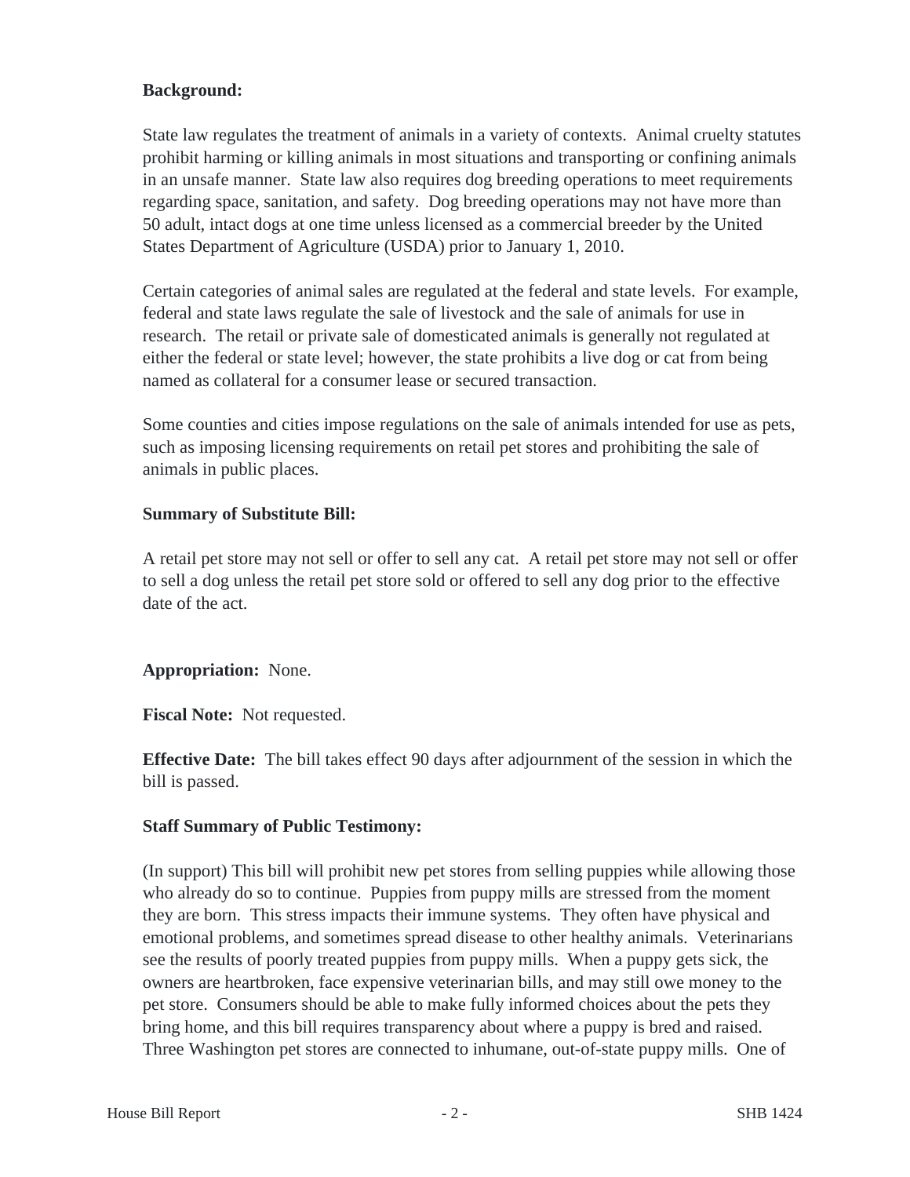**Background:**

State law regulates the treatment of animals in a variety of contexts. Animal cruelty statutes prohibit harming or killing animals in most situations and transporting or confining animals in an unsafe manner. State law also requires dog breeding operations to meet requirements regarding space, sanitation, and safety. Dog breeding operations may not have more than 50 adult, intact dogs at one time unless licensed as a commercial breeder by the United States Department of Agriculture (USDA) prior to January 1, 2010.

Certain categories of animal sales are regulated at the federal and state levels. For example, federal and state laws regulate the sale of livestock and the sale of animals for use in research. The retail or private sale of domesticated animals is generally not regulated at either the federal or state level; however, the state prohibits a live dog or cat from being named as collateral for a consumer lease or secured transaction.

Some counties and cities impose regulations on the sale of animals intended for use as pets, such as imposing licensing requirements on retail pet stores and prohibiting the sale of animals in public places.

**Summary of Substitute Bill:**

A retail pet store may not sell or offer to sell any cat. A retail pet store may not sell or offer to sell a dog unless the retail pet store sold or offered to sell any dog prior to the effective date of the act.

**Appropriation:** None.

**Fiscal Note:** Not requested.

**Effective Date:** The bill takes effect 90 days after adjournment of the session in which the bill is passed.

**Staff Summary of Public Testimony:**

(In support) This bill will prohibit new pet stores from selling puppies while allowing those who already do so to continue. Puppies from puppy mills are stressed from the moment they are born. This stress impacts their immune systems. They often have physical and emotional problems, and sometimes spread disease to other healthy animals. Veterinarians see the results of poorly treated puppies from puppy mills. When a puppy gets sick, the owners are heartbroken, face expensive veterinarian bills, and may still owe money to the pet store. Consumers should be able to make fully informed choices about the pets they bring home, and this bill requires transparency about where a puppy is bred and raised. Three Washington pet stores are connected to inhumane, out-of-state puppy mills. One of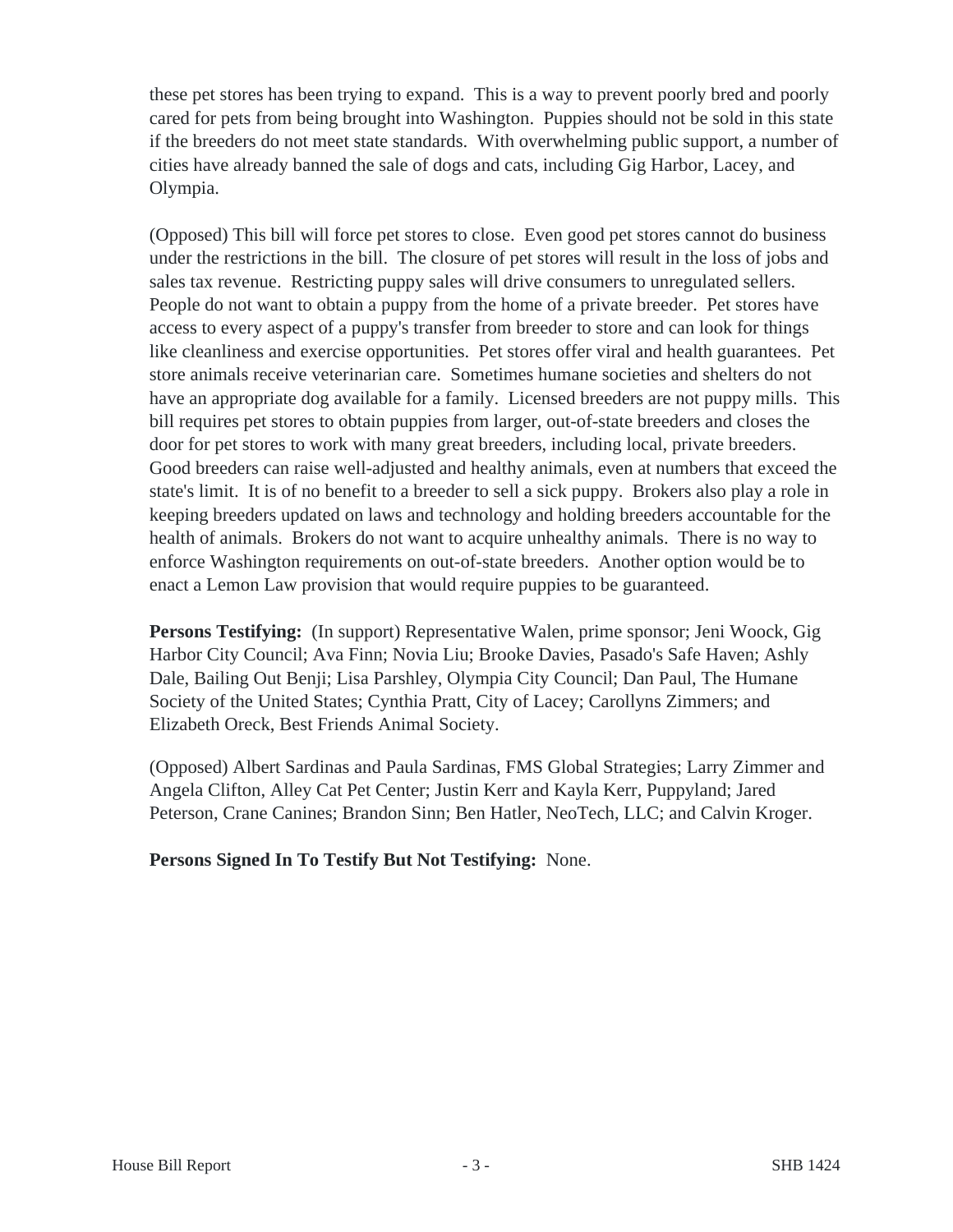these pet stores has been trying to expand. This is a way to prevent poorly bred and poorly cared for pets from being brought into Washington. Puppies should not be sold in this state if the breeders do not meet state standards. With overwhelming public support, a number of cities have already banned the sale of dogs and cats, including Gig Harbor, Lacey, and Olympia.

(Opposed) This bill will force pet stores to close. Even good pet stores cannot do business under the restrictions in the bill. The closure of pet stores will result in the loss of jobs and sales tax revenue. Restricting puppy sales will drive consumers to unregulated sellers. People do not want to obtain a puppy from the home of a private breeder. Pet stores have access to every aspect of a puppy's transfer from breeder to store and can look for things like cleanliness and exercise opportunities. Pet stores offer viral and health guarantees. Pet store animals receive veterinarian care. Sometimes humane societies and shelters do not have an appropriate dog available for a family. Licensed breeders are not puppy mills. This bill requires pet stores to obtain puppies from larger, out-of-state breeders and closes the door for pet stores to work with many great breeders, including local, private breeders. Good breeders can raise well-adjusted and healthy animals, even at numbers that exceed the state's limit. It is of no benefit to a breeder to sell a sick puppy. Brokers also play a role in keeping breeders updated on laws and technology and holding breeders accountable for the health of animals. Brokers do not want to acquire unhealthy animals. There is no way to enforce Washington requirements on out-of-state breeders. Another option would be to enact a Lemon Law provision that would require puppies to be guaranteed.

**Persons Testifying:** (In support) Representative Walen, prime sponsor; Jeni Woock, Gig Harbor City Council; Ava Finn; Novia Liu; Brooke Davies, Pasado's Safe Haven; Ashly Dale, Bailing Out Benji; Lisa Parshley, Olympia City Council; Dan Paul, The Humane Society of the United States; Cynthia Pratt, City of Lacey; Carollyns Zimmers; and Elizabeth Oreck, Best Friends Animal Society.

(Opposed) Albert Sardinas and Paula Sardinas, FMS Global Strategies; Larry Zimmer and Angela Clifton, Alley Cat Pet Center; Justin Kerr and Kayla Kerr, Puppyland; Jared Peterson, Crane Canines; Brandon Sinn; Ben Hatler, NeoTech, LLC; and Calvin Kroger.

**Persons Signed In To Testify But Not Testifying:** None.